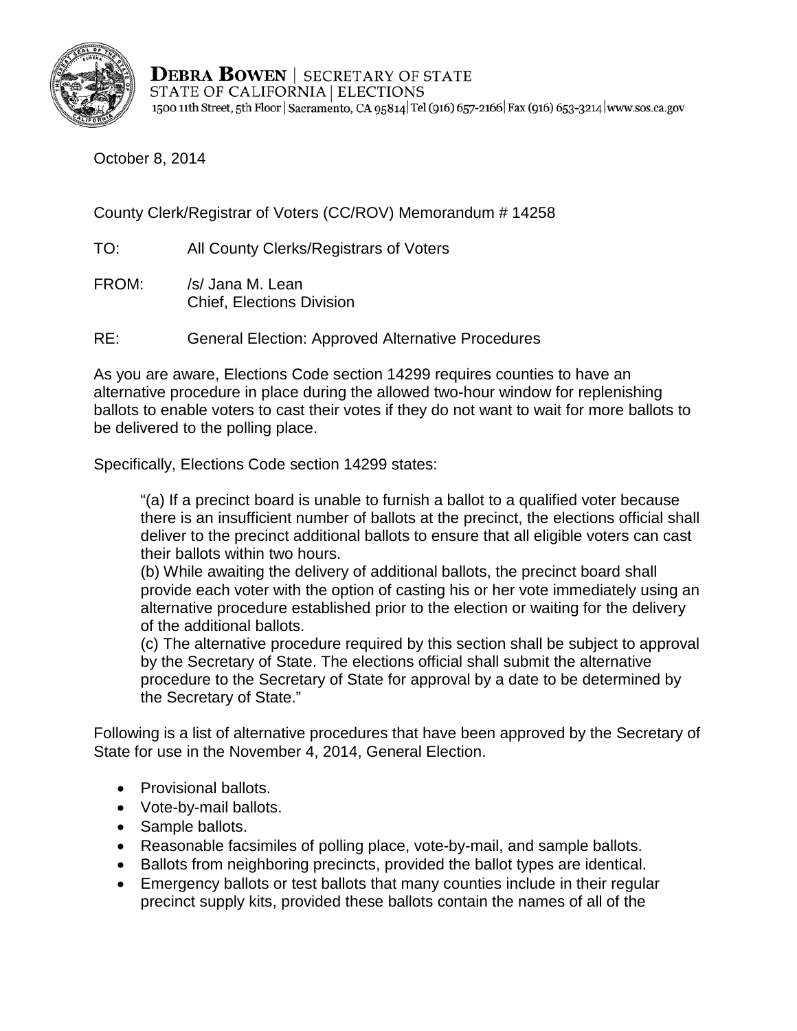**Debra Bowen** | SECRETARY OF STATE
STATE OF CALIFORNIA | ELECTIONS
1500 11th Street, 5th Floor | Sacramento, CA 95814 | Tel (916) 657-2166 | Fax (916) 653-3214 | www.sos.ca.gov

October 8, 2014

County Clerk/Registrar of Voters (CC/ROV) Memorandum # 14258

TO: All County Clerks/Registrars of Voters

FROM: /s/ Jana M. Lean
Chief, Elections Division

RE: General Election: Approved Alternative Procedures

As you are aware, Elections Code section 14299 requires counties to have an alternative procedure in place during the allowed two-hour window for replenishing ballots to enable voters to cast their votes if they do not want to wait for more ballots to be delivered to the polling place.

Specifically, Elections Code section 14299 states:

> "(a) If a precinct board is unable to furnish a ballot to a qualified voter because there is an insufficient number of ballots at the precinct, the elections official shall deliver to the precinct additional ballots to ensure that all eligible voters can cast their ballots within two hours.
> (b) While awaiting the delivery of additional ballots, the precinct board shall provide each voter with the option of casting his or her vote immediately using an alternative procedure established prior to the election or waiting for the delivery of the additional ballots.
> (c) The alternative procedure required by this section shall be subject to approval by the Secretary of State. The elections official shall submit the alternative procedure to the Secretary of State for approval by a date to be determined by the Secretary of State."

Following is a list of alternative procedures that have been approved by the Secretary of State for use in the November 4, 2014, General Election.

- Provisional ballots.
- Vote-by-mail ballots.
- Sample ballots.
- Reasonable facsimiles of polling place, vote-by-mail, and sample ballots.
- Ballots from neighboring precincts, provided the ballot types are identical.
- Emergency ballots or test ballots that many counties include in their regular precinct supply kits, provided these ballots contain the names of all of the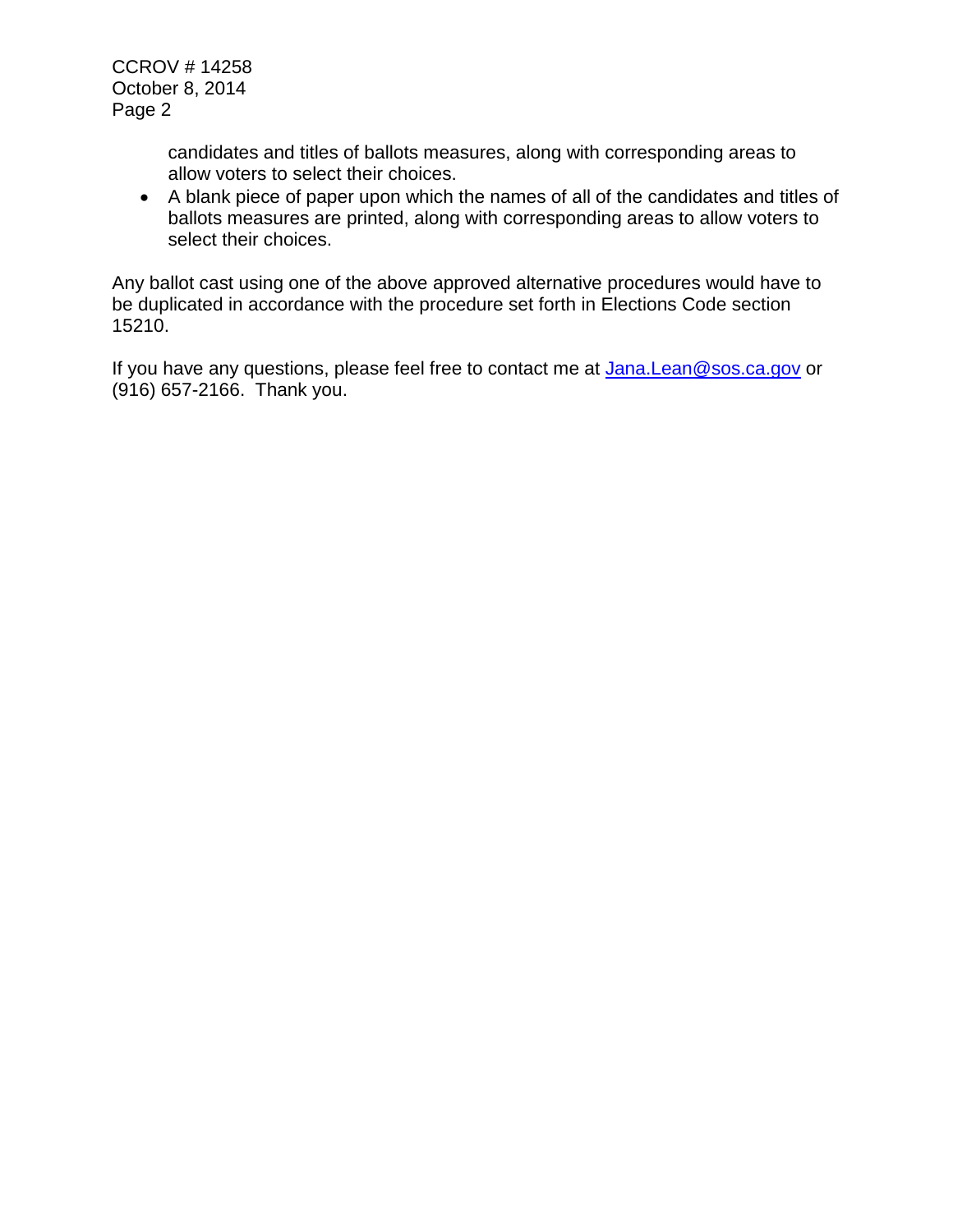candidates and titles of ballots measures, along with corresponding areas to allow voters to select their choices.

- A blank piece of paper upon which the names of all of the candidates and titles of ballots measures are printed, along with corresponding areas to allow voters to select their choices.

Any ballot cast using one of the above approved alternative procedures would have to be duplicated in accordance with the procedure set forth in Elections Code section 15210.

If you have any questions, please feel free to contact me at Jana.Lean@sos.ca.gov or (916) 657-2166. Thank you.